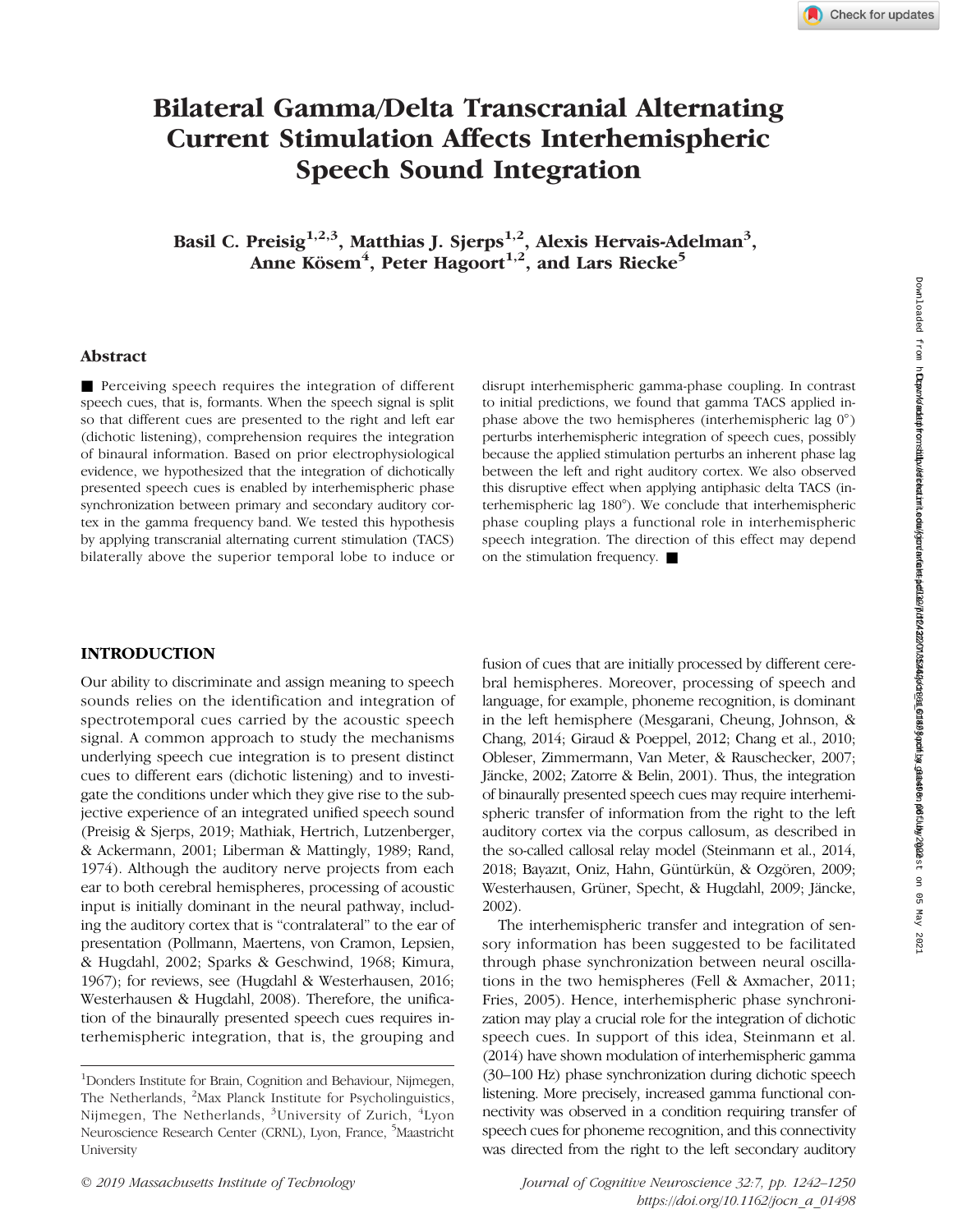# Bilateral Gamma/Delta Transcranial Alternating Current Stimulation Affects Interhemispheric Speech Sound Integration

**Basil C. Preisig[1,2,3], Matthias J. Sjerps[1,2], Alexis Hervais-Adelman[3], Anne Kösem[4], Peter Hagoort[1,2], and Lars Riecke[5]**

## Abstract

■ Perceiving speech requires the integration of different speech cues, that is, formants. When the speech signal is split so that different cues are presented to the right and left ear (dichotic listening), comprehension requires the integration of binaural information. Based on prior electrophysiological evidence, we hypothesized that the integration of dichotically presented speech cues is enabled by interhemispheric phase synchronization between primary and secondary auditory cortex in the gamma frequency band. We tested this hypothesis by applying transcranial alternating current stimulation (TACS) bilaterally above the superior temporal lobe to induce or disrupt interhemispheric gamma-phase coupling. In contrast to initial predictions, we found that gamma TACS applied in-phase above the two hemispheres (interhemispheric lag 0°) perturbs interhemispheric integration of speech cues, possibly because the applied stimulation perturbs an inherent phase lag between the left and right auditory cortex. We also observed this disruptive effect when applying antiphasic delta TACS (interhemispheric lag 180°). We conclude that interhemispheric phase coupling plays a functional role in interhemispheric speech integration. The direction of this effect may depend on the stimulation frequency. ■

## INTRODUCTION

Our ability to discriminate and assign meaning to speech sounds relies on the identification and integration of spectrotemporal cues carried by the acoustic speech signal. A common approach to study the mechanisms underlying speech cue integration is to present distinct cues to different ears (dichotic listening) and to investigate the conditions under which they give rise to the subjective experience of an integrated unified speech sound (Preisig & Sjerps, 2019; Mathiak, Hertrich, Lutzenberger, & Ackermann, 2001; Liberman & Mattingly, 1989; Rand, 1974). Although the auditory nerve projects from each ear to both cerebral hemispheres, processing of acoustic input is initially dominant in the neural pathway, including the auditory cortex that is "contralateral" to the ear of presentation (Pollmann, Maertens, von Cramon, Lepsien, & Hugdahl, 2002; Sparks & Geschwind, 1968; Kimura, 1967); for reviews, see (Hugdahl & Westerhausen, 2016; Westerhausen & Hugdahl, 2008). Therefore, the unification of the binaurally presented speech cues requires interhemispheric integration, that is, the grouping and fusion of cues that are initially processed by different cerebral hemispheres. Moreover, processing of speech and language, for example, phoneme recognition, is dominant in the left hemisphere (Mesgarani, Cheung, Johnson, & Chang, 2014; Giraud & Poeppel, 2012; Chang et al., 2010; Obleser, Zimmermann, Van Meter, & Rauschecker, 2007; Jäncke, 2002; Zatorre & Belin, 2001). Thus, the integration of binaurally presented speech cues may require interhemispheric transfer of information from the right to the left auditory cortex via the corpus callosum, as described in the so-called callosal relay model (Steinmann et al., 2014, 2018; Bayazıt, Oniz, Hahn, Güntürkün, & Ozgören, 2009; Westerhausen, Grüner, Specht, & Hugdahl, 2009; Jäncke, 2002).

The interhemispheric transfer and integration of sensory information has been suggested to be facilitated through phase synchronization between neural oscillations in the two hemispheres (Fell & Axmacher, 2011; Fries, 2005). Hence, interhemispheric phase synchronization may play a crucial role for the integration of dichotic speech cues. In support of this idea, Steinmann et al. (2014) have shown modulation of interhemispheric gamma (30–100 Hz) phase synchronization during dichotic speech listening. More precisely, increased gamma functional connectivity was observed in a condition requiring transfer of speech cues for phoneme recognition, and this connectivity was directed from the right to the left secondary auditory

[1]Donders Institute for Brain, Cognition and Behaviour, Nijmegen, The Netherlands, [2]Max Planck Institute for Psycholinguistics, Nijmegen, The Netherlands, [3]University of Zurich, [4]Lyon Neuroscience Research Center (CRNL), Lyon, France, [5]Maastricht University

© 2019 Massachusetts Institute of Technology

https://doi.org/10.1162/jocn_a_01498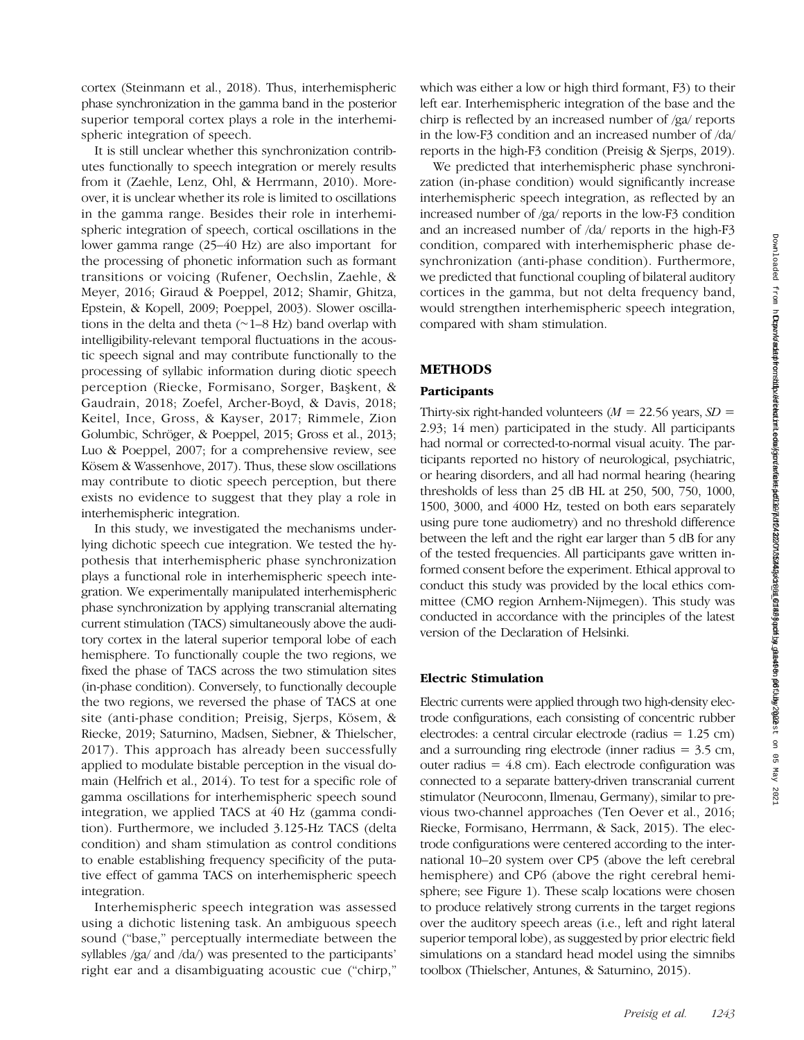cortex (Steinmann et al., 2018). Thus, interhemispheric phase synchronization in the gamma band in the posterior superior temporal cortex plays a role in the interhemispheric integration of speech.

It is still unclear whether this synchronization contributes functionally to speech integration or merely results from it (Zaehle, Lenz, Ohl, & Herrmann, 2010). Moreover, it is unclear whether its role is limited to oscillations in the gamma range. Besides their role in interhemispheric integration of speech, cortical oscillations in the lower gamma range (25–40 Hz) are also important for the processing of phonetic information such as formant transitions or voicing (Rufener, Oechslin, Zaehle, & Meyer, 2016; Giraud & Poeppel, 2012; Shamir, Ghitza, Epstein, & Kopell, 2009; Poeppel, 2003). Slower oscillations in the delta and theta (~1–8 Hz) band overlap with intelligibility-relevant temporal fluctuations in the acoustic speech signal and may contribute functionally to the processing of syllabic information during diotic speech perception (Riecke, Formisano, Sorger, Başkent, & Gaudrain, 2018; Zoefel, Archer-Boyd, & Davis, 2018; Keitel, Ince, Gross, & Kayser, 2017; Rimmele, Zion Golumbic, Schröger, & Poeppel, 2015; Gross et al., 2013; Luo & Poeppel, 2007; for a comprehensive review, see Kösem & Wassenhove, 2017). Thus, these slow oscillations may contribute to diotic speech perception, but there exists no evidence to suggest that they play a role in interhemispheric integration.

In this study, we investigated the mechanisms underlying dichotic speech cue integration. We tested the hypothesis that interhemispheric phase synchronization plays a functional role in interhemispheric speech integration. We experimentally manipulated interhemispheric phase synchronization by applying transcranial alternating current stimulation (TACS) simultaneously above the auditory cortex in the lateral superior temporal lobe of each hemisphere. To functionally couple the two regions, we fixed the phase of TACS across the two stimulation sites (in-phase condition). Conversely, to functionally decouple the two regions, we reversed the phase of TACS at one site (anti-phase condition; Preisig, Sjerps, Kösem, & Riecke, 2019; Saturnino, Madsen, Siebner, & Thielscher, 2017). This approach has already been successfully applied to modulate bistable perception in the visual domain (Helfrich et al., 2014). To test for a specific role of gamma oscillations for interhemispheric speech sound integration, we applied TACS at 40 Hz (gamma condition). Furthermore, we included 3.125-Hz TACS (delta condition) and sham stimulation as control conditions to enable establishing frequency specificity of the putative effect of gamma TACS on interhemispheric speech integration.

Interhemispheric speech integration was assessed using a dichotic listening task. An ambiguous speech sound ("base," perceptually intermediate between the syllables /ga/ and /da/) was presented to the participants' right ear and a disambiguating acoustic cue ("chirp," which was either a low or high third formant, F3) to their left ear. Interhemispheric integration of the base and the chirp is reflected by an increased number of /ga/ reports in the low-F3 condition and an increased number of /da/ reports in the high-F3 condition (Preisig & Sjerps, 2019).

We predicted that interhemispheric phase synchronization (in-phase condition) would significantly increase interhemispheric speech integration, as reflected by an increased number of /ga/ reports in the low-F3 condition and an increased number of /da/ reports in the high-F3 condition, compared with interhemispheric phase desynchronization (anti-phase condition). Furthermore, we predicted that functional coupling of bilateral auditory cortices in the gamma, but not delta frequency band, would strengthen interhemispheric speech integration, compared with sham stimulation.

## METHODS

### Participants

Thirty-six right-handed volunteers ($M$ = 22.56 years, $SD$ = 2.93; 14 men) participated in the study. All participants had normal or corrected-to-normal visual acuity. The participants reported no history of neurological, psychiatric, or hearing disorders, and all had normal hearing (hearing thresholds of less than 25 dB HL at 250, 500, 750, 1000, 1500, 3000, and 4000 Hz, tested on both ears separately using pure tone audiometry) and no threshold difference between the left and the right ear larger than 5 dB for any of the tested frequencies. All participants gave written informed consent before the experiment. Ethical approval to conduct this study was provided by the local ethics committee (CMO region Arnhem-Nijmegen). This study was conducted in accordance with the principles of the latest version of the Declaration of Helsinki.

### Electric Stimulation

Electric currents were applied through two high-density electrode configurations, each consisting of concentric rubber electrodes: a central circular electrode (radius = 1.25 cm) and a surrounding ring electrode (inner radius = 3.5 cm, outer radius = 4.8 cm). Each electrode configuration was connected to a separate battery-driven transcranial current stimulator (Neuroconn, Ilmenau, Germany), similar to previous two-channel approaches (Ten Oever et al., 2016; Riecke, Formisano, Herrmann, & Sack, 2015). The electrode configurations were centered according to the international 10–20 system over CP5 (above the left cerebral hemisphere) and CP6 (above the right cerebral hemisphere; see Figure 1). These scalp locations were chosen to produce relatively strong currents in the target regions over the auditory speech areas (i.e., left and right lateral superior temporal lobe), as suggested by prior electric field simulations on a standard head model using the simnibs toolbox (Thielscher, Antunes, & Saturnino, 2015).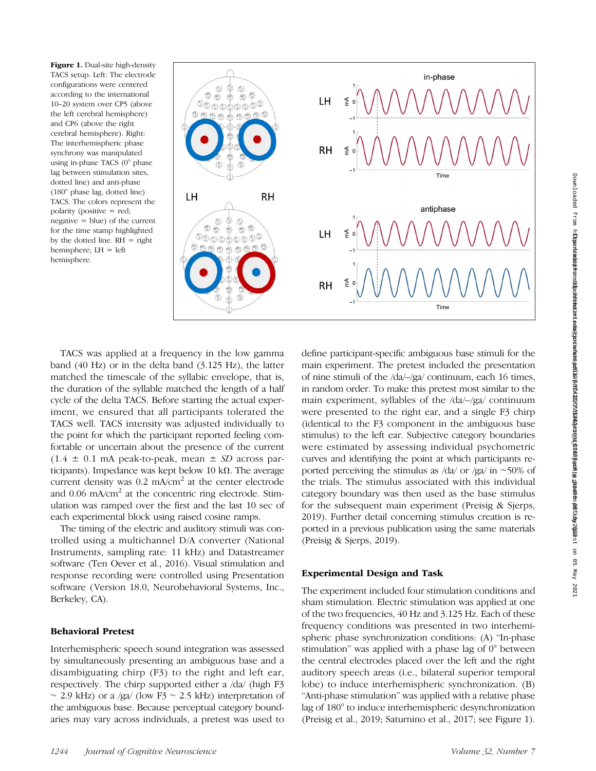**Figure 1.** Dual-site high-density TACS setup. Left: The electrode configurations were centered according to the international 10–20 system over CP5 (above the left cerebral hemisphere) and CP6 (above the right cerebral hemisphere). Right: The interhemispheric phase synchrony was manipulated using in-phase TACS (0° phase lag between stimulation sites, dotted line) and anti-phase (180° phase lag, dotted line) TACS. The colors represent the polarity (positive = red; negative = blue) of the current for the time stamp highlighted by the dotted line. RH = right hemisphere; LH = left hemisphere.

TACS was applied at a frequency in the low gamma band (40 Hz) or in the delta band (3.125 Hz), the latter matched the timescale of the syllabic envelope, that is, the duration of the syllable matched the length of a half cycle of the delta TACS. Before starting the actual experiment, we ensured that all participants tolerated the TACS well. TACS intensity was adjusted individually to the point for which the participant reported feeling comfortable or uncertain about the presence of the current (1.4 ± 0.1 mA peak-to-peak, mean ± *SD* across participants). Impedance was kept below 10 kΩ. The average current density was 0.2 mA/cm$^2$ at the center electrode and 0.06 mA/cm$^2$ at the concentric ring electrode. Stimulation was ramped over the first and the last 10 sec of each experimental block using raised cosine ramps.

The timing of the electric and auditory stimuli was controlled using a multichannel D/A converter (National Instruments, sampling rate: 11 kHz) and Datastreamer software (Ten Oever et al., 2016). Visual stimulation and response recording were controlled using Presentation software (Version 18.0, Neurobehavioral Systems, Inc., Berkeley, CA).

### Behavioral Pretest

Interhemispheric speech sound integration was assessed by simultaneously presenting an ambiguous base and a disambiguating chirp (F3) to the right and left ear, respectively. The chirp supported either a /da/ (high F3 ~ 2.9 kHz) or a /ga/ (low F3 ~ 2.5 kHz) interpretation of the ambiguous base. Because perceptual category boundaries may vary across individuals, a pretest was used to define participant-specific ambiguous base stimuli for the main experiment. The pretest included the presentation of nine stimuli of the /da/–/ga/ continuum, each 16 times, in random order. To make this pretest most similar to the main experiment, syllables of the /da/–/ga/ continuum were presented to the right ear, and a single F3 chirp (identical to the F3 component in the ambiguous base stimulus) to the left ear. Subjective category boundaries were estimated by assessing individual psychometric curves and identifying the point at which participants reported perceiving the stimulus as /da/ or /ga/ in ~50% of the trials. The stimulus associated with this individual category boundary was then used as the base stimulus for the subsequent main experiment (Preisig & Sjerps, 2019). Further detail concerning stimulus creation is reported in a previous publication using the same materials (Preisig & Sjerps, 2019).

### Experimental Design and Task

The experiment included four stimulation conditions and sham stimulation. Electric stimulation was applied at one of the two frequencies, 40 Hz and 3.125 Hz. Each of these frequency conditions was presented in two interhemispheric phase synchronization conditions: (A) "In-phase stimulation" was applied with a phase lag of 0° between the central electrodes placed over the left and the right auditory speech areas (i.e., bilateral superior temporal lobe) to induce interhemispheric synchronization. (B) "Anti-phase stimulation" was applied with a relative phase lag of 180° to induce interhemispheric desynchronization (Preisig et al., 2019; Saturnino et al., 2017; see Figure 1).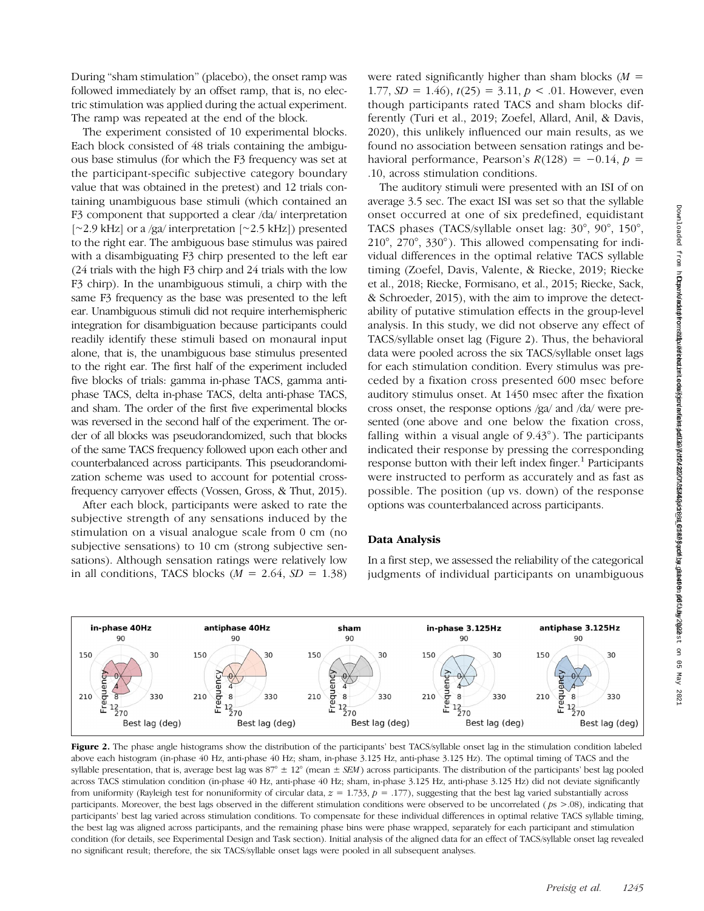During "sham stimulation" (placebo), the onset ramp was followed immediately by an offset ramp, that is, no electric stimulation was applied during the actual experiment. The ramp was repeated at the end of the block.

The experiment consisted of 10 experimental blocks. Each block consisted of 48 trials containing the ambiguous base stimulus (for which the F3 frequency was set at the participant-specific subjective category boundary value that was obtained in the pretest) and 12 trials containing unambiguous base stimuli (which contained an F3 component that supported a clear /da/ interpretation [~2.9 kHz] or a /ga/ interpretation [~2.5 kHz]) presented to the right ear. The ambiguous base stimulus was paired with a disambiguating F3 chirp presented to the left ear (24 trials with the high F3 chirp and 24 trials with the low F3 chirp). In the unambiguous stimuli, a chirp with the same F3 frequency as the base was presented to the left ear. Unambiguous stimuli did not require interhemispheric integration for disambiguation because participants could readily identify these stimuli based on monaural input alone, that is, the unambiguous base stimulus presented to the right ear. The first half of the experiment included five blocks of trials: gamma in-phase TACS, gamma anti-phase TACS, delta in-phase TACS, delta anti-phase TACS, and sham. The order of the first five experimental blocks was reversed in the second half of the experiment. The order of all blocks was pseudorandomized, such that blocks of the same TACS frequency followed upon each other and counterbalanced across participants. This pseudorandomization scheme was used to account for potential cross-frequency carryover effects (Vossen, Gross, & Thut, 2015).

After each block, participants were asked to rate the subjective strength of any sensations induced by the stimulation on a visual analogue scale from 0 cm (no subjective sensations) to 10 cm (strong subjective sensations). Although sensation ratings were relatively low in all conditions, TACS blocks ($M$ = 2.64, $SD$ = 1.38) were rated significantly higher than sham blocks ($M$ = 1.77, $SD$ = 1.46), $t(25) = 3.11$, $p < .01$. However, even though participants rated TACS and sham blocks differently (Turi et al., 2019; Zoefel, Allard, Anil, & Davis, 2020), this unlikely influenced our main results, as we found no association between sensation ratings and behavioral performance, Pearson's $R(128) = -0.14$, $p$ = .10, across stimulation conditions.

The auditory stimuli were presented with an ISI of on average 3.5 sec. The exact ISI was set so that the syllable onset occurred at one of six predefined, equidistant TACS phases (TACS/syllable onset lag: 30°, 90°, 150°, 210°, 270°, 330°). This allowed compensating for individual differences in the optimal relative TACS syllable timing (Zoefel, Davis, Valente, & Riecke, 2019; Riecke et al., 2018; Riecke, Formisano, et al., 2015; Riecke, Sack, & Schroeder, 2015), with the aim to improve the detectability of putative stimulation effects in the group-level analysis. In this study, we did not observe any effect of TACS/syllable onset lag (Figure 2). Thus, the behavioral data were pooled across the six TACS/syllable onset lags for each stimulation condition. Every stimulus was preceded by a fixation cross presented 600 msec before auditory stimulus onset. At 1450 msec after the fixation cross onset, the response options /ga/ and /da/ were presented (one above and one below the fixation cross, falling within a visual angle of 9.43°). The participants indicated their response by pressing the corresponding response button with their left index finger.[1] Participants were instructed to perform as accurately and as fast as possible. The position (up vs. down) of the response options was counterbalanced across participants.

## Data Analysis

In a first step, we assessed the reliability of the categorical judgments of individual participants on unambiguous

**Figure 2.** The phase angle histograms show the distribution of the participants' best TACS/syllable onset lag in the stimulation condition labeled above each histogram (in-phase 40 Hz, anti-phase 40 Hz; sham, in-phase 3.125 Hz, anti-phase 3.125 Hz). The optimal timing of TACS and the syllable presentation, that is, average best lag was 87° ± 12° (mean ± $SEM$) across participants. The distribution of the participants' best lag pooled across TACS stimulation condition (in-phase 40 Hz, anti-phase 40 Hz; sham, in-phase 3.125 Hz, anti-phase 3.125 Hz) did not deviate significantly from uniformity (Rayleigh test for nonuniformity of circular data, $z$ = 1.733, $p$ = .177), suggesting that the best lag varied substantially across participants. Moreover, the best lags observed in the different stimulation conditions were observed to be uncorrelated ($p$s >.08), indicating that participants' best lag varied across stimulation conditions. To compensate for these individual differences in optimal relative TACS syllable timing, the best lag was aligned across participants, and the remaining phase bins were phase wrapped, separately for each participant and stimulation condition (for details, see Experimental Design and Task section). Initial analysis of the aligned data for an effect of TACS/syllable onset lag revealed no significant result; therefore, the six TACS/syllable onset lags were pooled in all subsequent analyses.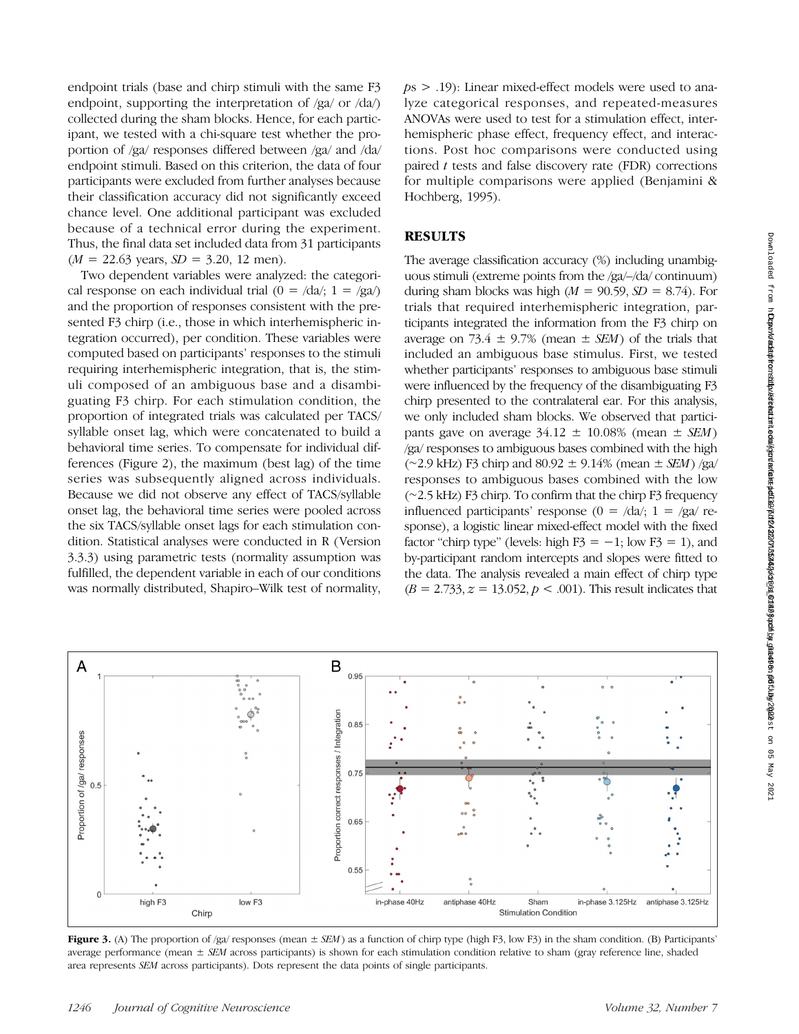endpoint trials (base and chirp stimuli with the same F3 endpoint, supporting the interpretation of /ga/ or /da/) collected during the sham blocks. Hence, for each participant, we tested with a chi-square test whether the proportion of /ga/ responses differed between /ga/ and /da/ endpoint stimuli. Based on this criterion, the data of four participants were excluded from further analyses because their classification accuracy did not significantly exceed chance level. One additional participant was excluded because of a technical error during the experiment. Thus, the final data set included data from 31 participants ($M$ = 22.63 years, $SD$ = 3.20, 12 men).

Two dependent variables were analyzed: the categorical response on each individual trial (0 = /da/; 1 = /ga/) and the proportion of responses consistent with the presented F3 chirp (i.e., those in which interhemispheric integration occurred), per condition. These variables were computed based on participants' responses to the stimuli requiring interhemispheric integration, that is, the stimuli composed of an ambiguous base and a disambiguating F3 chirp. For each stimulation condition, the proportion of integrated trials was calculated per TACS/syllable onset lag, which were concatenated to build a behavioral time series. To compensate for individual differences (Figure 2), the maximum (best lag) of the time series was subsequently aligned across individuals. Because we did not observe any effect of TACS/syllable onset lag, the behavioral time series were pooled across the six TACS/syllable onset lags for each stimulation condition. Statistical analyses were conducted in R (Version 3.3.3) using parametric tests (normality assumption was fulfilled, the dependent variable in each of our conditions was normally distributed, Shapiro–Wilk test of normality, $ps > .19$): Linear mixed-effect models were used to analyze categorical responses, and repeated-measures ANOVAs were used to test for a stimulation effect, interhemispheric phase effect, frequency effect, and interactions. Post hoc comparisons were conducted using paired $t$ tests and false discovery rate (FDR) corrections for multiple comparisons were applied (Benjamini & Hochberg, 1995).

## RESULTS

The average classification accuracy (%) including unambiguous stimuli (extreme points from the /ga/–/da/ continuum) during sham blocks was high ($M$ = 90.59, $SD$ = 8.74). For trials that required interhemispheric integration, participants integrated the information from the F3 chirp on average on 73.4 ± 9.7% (mean ± $SEM$) of the trials that included an ambiguous base stimulus. First, we tested whether participants' responses to ambiguous base stimuli were influenced by the frequency of the disambiguating F3 chirp presented to the contralateral ear. For this analysis, we only included sham blocks. We observed that participants gave on average 34.12 ± 10.08% (mean ± $SEM$) /ga/ responses to ambiguous bases combined with the high (~2.9 kHz) F3 chirp and 80.92 ± 9.14% (mean ± $SEM$) /ga/ responses to ambiguous bases combined with the low (~2.5 kHz) F3 chirp. To confirm that the chirp F3 frequency influenced participants' response (0 = /da/; 1 = /ga/ response), a logistic linear mixed-effect model with the fixed factor "chirp type" (levels: high F3 = −1; low F3 = 1), and by-participant random intercepts and slopes were fitted to the data. The analysis revealed a main effect of chirp type ($B$ = 2.733, $z$ = 13.052, $p$ < .001). This result indicates that

**Figure 3.** (A) The proportion of /ga/ responses (mean ± $SEM$) as a function of chirp type (high F3, low F3) in the sham condition. (B) Participants' average performance (mean ± $SEM$ across participants) is shown for each stimulation condition relative to sham (gray reference line, shaded area represents $SEM$ across participants). Dots represent the data points of single participants.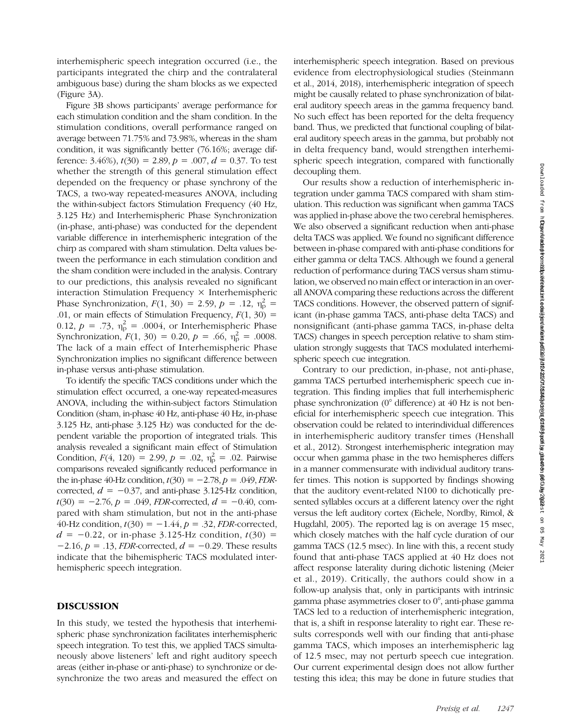interhemispheric speech integration occurred (i.e., the participants integrated the chirp and the contralateral ambiguous base) during the sham blocks as we expected (Figure 3A).

Figure 3B shows participants' average performance for each stimulation condition and the sham condition. In the stimulation conditions, overall performance ranged on average between 71.75% and 73.98%, whereas in the sham condition, it was significantly better (76.16%; average difference: 3.46%), $t(30) = 2.89$, $p = .007$, $d = 0.37$. To test whether the strength of this general stimulation effect depended on the frequency or phase synchrony of the TACS, a two-way repeated-measures ANOVA, including the within-subject factors Stimulation Frequency (40 Hz, 3.125 Hz) and Interhemispheric Phase Synchronization (in-phase, anti-phase) was conducted for the dependent variable difference in interhemispheric integration of the chirp as compared with sham stimulation. Delta values between the performance in each stimulation condition and the sham condition were included in the analysis. Contrary to our predictions, this analysis revealed no significant interaction Stimulation Frequency × Interhemispheric Phase Synchronization, $F(1, 30) = 2.59$, $p = .12$, $\eta_p^2 = .01$, or main effects of Stimulation Frequency, $F(1, 30) = 0.12$, $p = .73$, $\eta_p^2 = .0004$, or Interhemispheric Phase Synchronization, $F(1, 30) = 0.20$, $p = .66$, $\eta_p^2 = .0008$. The lack of a main effect of Interhemispheric Phase Synchronization implies no significant difference between in-phase versus anti-phase stimulation.

To identify the specific TACS conditions under which the stimulation effect occurred, a one-way repeated-measures ANOVA, including the within-subject factors Stimulation Condition (sham, in-phase 40 Hz, anti-phase 40 Hz, in-phase 3.125 Hz, anti-phase 3.125 Hz) was conducted for the dependent variable the proportion of integrated trials. This analysis revealed a significant main effect of Stimulation Condition, $F(4, 120) = 2.99$, $p = .02$, $\eta_p^2 = .02$. Pairwise comparisons revealed significantly reduced performance in the in-phase 40-Hz condition, $t(30) = -2.78$, $p = .049$, *FDR*-corrected, $d = -0.37$, and anti-phase 3.125-Hz condition, $t(30) = -2.76$, $p = .049$, *FDR*-corrected, $d = -0.40$, compared with sham stimulation, but not in the anti-phase 40-Hz condition, $t(30) = -1.44$, $p = .32$, *FDR*-corrected, $d = -0.22$, or in-phase 3.125-Hz condition, $t(30) = -2.16$, $p = .13$, *FDR*-corrected, $d = -0.29$. These results indicate that the bihemispheric TACS modulated interhemispheric speech integration.

## DISCUSSION

In this study, we tested the hypothesis that interhemispheric phase synchronization facilitates interhemispheric speech integration. To test this, we applied TACS simultaneously above listeners' left and right auditory speech areas (either in-phase or anti-phase) to synchronize or desynchronize the two areas and measured the effect on interhemispheric speech integration. Based on previous evidence from electrophysiological studies (Steinmann et al., 2014, 2018), interhemispheric integration of speech might be causally related to phase synchronization of bilateral auditory speech areas in the gamma frequency band. No such effect has been reported for the delta frequency band. Thus, we predicted that functional coupling of bilateral auditory speech areas in the gamma, but probably not in delta frequency band, would strengthen interhemispheric speech integration, compared with functionally decoupling them.

Our results show a reduction of interhemispheric integration under gamma TACS compared with sham stimulation. This reduction was significant when gamma TACS was applied in-phase above the two cerebral hemispheres. We also observed a significant reduction when anti-phase delta TACS was applied. We found no significant difference between in-phase compared with anti-phase conditions for either gamma or delta TACS. Although we found a general reduction of performance during TACS versus sham stimulation, we observed no main effect or interaction in an overall ANOVA comparing these reductions across the different TACS conditions. However, the observed pattern of significant (in-phase gamma TACS, anti-phase delta TACS) and nonsignificant (anti-phase gamma TACS, in-phase delta TACS) changes in speech perception relative to sham stimulation strongly suggests that TACS modulated interhemispheric speech cue integration.

Contrary to our prediction, in-phase, not anti-phase, gamma TACS perturbed interhemispheric speech cue integration. This finding implies that full interhemispheric phase synchronization (0° difference) at 40 Hz is not beneficial for interhemispheric speech cue integration. This observation could be related to interindividual differences in interhemispheric auditory transfer times (Henshall et al., 2012). Strongest interhemispheric integration may occur when gamma phase in the two hemispheres differs in a manner commensurate with individual auditory transfer times. This notion is supported by findings showing that the auditory event-related N100 to dichotically presented syllables occurs at a different latency over the right versus the left auditory cortex (Eichele, Nordby, Rimol, & Hugdahl, 2005). The reported lag is on average 15 msec, which closely matches with the half cycle duration of our gamma TACS (12.5 msec). In line with this, a recent study found that anti-phase TACS applied at 40 Hz does not affect response laterality during dichotic listening (Meier et al., 2019). Critically, the authors could show in a follow-up analysis that, only in participants with intrinsic gamma phase asymmetries closer to 0°, anti-phase gamma TACS led to a reduction of interhemispheric integration, that is, a shift in response laterality to right ear. These results corresponds well with our finding that anti-phase gamma TACS, which imposes an interhemispheric lag of 12.5 msec, may not perturb speech cue integration. Our current experimental design does not allow further testing this idea; this may be done in future studies that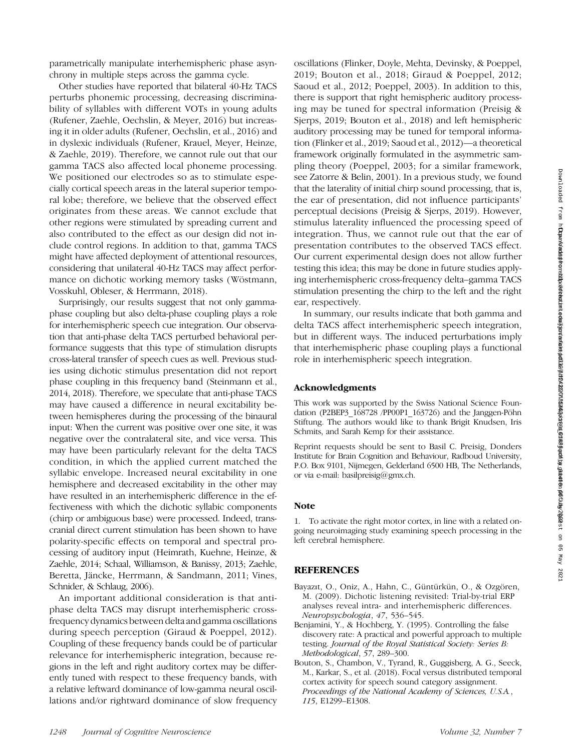parametrically manipulate interhemispheric phase asynchrony in multiple steps across the gamma cycle.

Other studies have reported that bilateral 40-Hz TACS perturbs phonemic processing, decreasing discriminability of syllables with different VOTs in young adults (Rufener, Zaehle, Oechslin, & Meyer, 2016) but increasing it in older adults (Rufener, Oechslin, et al., 2016) and in dyslexic individuals (Rufener, Krauel, Meyer, Heinze, & Zaehle, 2019). Therefore, we cannot rule out that our gamma TACS also affected local phoneme processing. We positioned our electrodes so as to stimulate especially cortical speech areas in the lateral superior temporal lobe; therefore, we believe that the observed effect originates from these areas. We cannot exclude that other regions were stimulated by spreading current and also contributed to the effect as our design did not include control regions. In addition to that, gamma TACS might have affected deployment of attentional resources, considering that unilateral 40-Hz TACS may affect performance on dichotic working memory tasks (Wöstmann, Vosskuhl, Obleser, & Herrmann, 2018).

Surprisingly, our results suggest that not only gamma-phase coupling but also delta-phase coupling plays a role for interhemispheric speech cue integration. Our observation that anti-phase delta TACS perturbed behavioral performance suggests that this type of stimulation disrupts cross-lateral transfer of speech cues as well. Previous studies using dichotic stimulus presentation did not report phase coupling in this frequency band (Steinmann et al., 2014, 2018). Therefore, we speculate that anti-phase TACS may have caused a difference in neural excitability between hemispheres during the processing of the binaural input: When the current was positive over one site, it was negative over the contralateral site, and vice versa. This may have been particularly relevant for the delta TACS condition, in which the applied current matched the syllabic envelope. Increased neural excitability in one hemisphere and decreased excitability in the other may have resulted in an interhemispheric difference in the effectiveness with which the dichotic syllabic components (chirp or ambiguous base) were processed. Indeed, transcranial direct current stimulation has been shown to have polarity-specific effects on temporal and spectral processing of auditory input (Heimrath, Kuehne, Heinze, & Zaehle, 2014; Schaal, Williamson, & Banissy, 2013; Zaehle, Beretta, Jäncke, Herrmann, & Sandmann, 2011; Vines, Schnider, & Schlaug, 2006).

An important additional consideration is that anti-phase delta TACS may disrupt interhemispheric cross-frequency dynamics between delta and gamma oscillations during speech perception (Giraud & Poeppel, 2012). Coupling of these frequency bands could be of particular relevance for interhemispheric integration, because regions in the left and right auditory cortex may be differently tuned with respect to these frequency bands, with a relative leftward dominance of low-gamma neural oscillations and/or rightward dominance of slow frequency oscillations (Flinker, Doyle, Mehta, Devinsky, & Poeppel, 2019; Bouton et al., 2018; Giraud & Poeppel, 2012; Saoud et al., 2012; Poeppel, 2003). In addition to this, there is support that right hemispheric auditory processing may be tuned for spectral information (Preisig & Sjerps, 2019; Bouton et al., 2018) and left hemispheric auditory processing may be tuned for temporal information (Flinker et al., 2019; Saoud et al., 2012)—a theoretical framework originally formulated in the asymmetric sampling theory (Poeppel, 2003; for a similar framework, see Zatorre & Belin, 2001). In a previous study, we found that the laterality of initial chirp sound processing, that is, the ear of presentation, did not influence participants' perceptual decisions (Preisig & Sjerps, 2019). However, stimulus laterality influenced the processing speed of integration. Thus, we cannot rule out that the ear of presentation contributes to the observed TACS effect. Our current experimental design does not allow further testing this idea; this may be done in future studies applying interhemispheric cross-frequency delta–gamma TACS stimulation presenting the chirp to the left and the right ear, respectively.

In summary, our results indicate that both gamma and delta TACS affect interhemispheric speech integration, but in different ways. The induced perturbations imply that interhemispheric phase coupling plays a functional role in interhemispheric speech integration.

## Acknowledgments

This work was supported by the Swiss National Science Foundation (P2BEP3_168728 /PP00P1_163726) and the Janggen-Pöhn Stiftung. The authors would like to thank Brigit Knudsen, Iris Schmits, and Sarah Kemp for their assistance.

Reprint requests should be sent to Basil C. Preisig, Donders Institute for Brain Cognition and Behaviour, Radboud University, P.O. Box 9101, Nijmegen, Gelderland 6500 HB, The Netherlands, or via e-mail: basilpreisig@gmx.ch.

## Note

1. To activate the right motor cortex, in line with a related ongoing neuroimaging study examining speech processing in the left cerebral hemisphere.

## REFERENCES

Bayazıt, O., Oniz, A., Hahn, C., Güntürkün, O., & Ozgören, M. (2009). Dichotic listening revisited: Trial-by-trial ERP analyses reveal intra- and interhemispheric differences. *Neuropsychologia*, *47*, 536–545.

Benjamini, Y., & Hochberg, Y. (1995). Controlling the false discovery rate: A practical and powerful approach to multiple testing. *Journal of the Royal Statistical Society: Series B: Methodological*, *57*, 289–300.

Bouton, S., Chambon, V., Tyrand, R., Guggisberg, A. G., Seeck, M., Karkar, S., et al. (2018). Focal versus distributed temporal cortex activity for speech sound category assignment. *Proceedings of the National Academy of Sciences, U.S.A.*, *115*, E1299–E1308.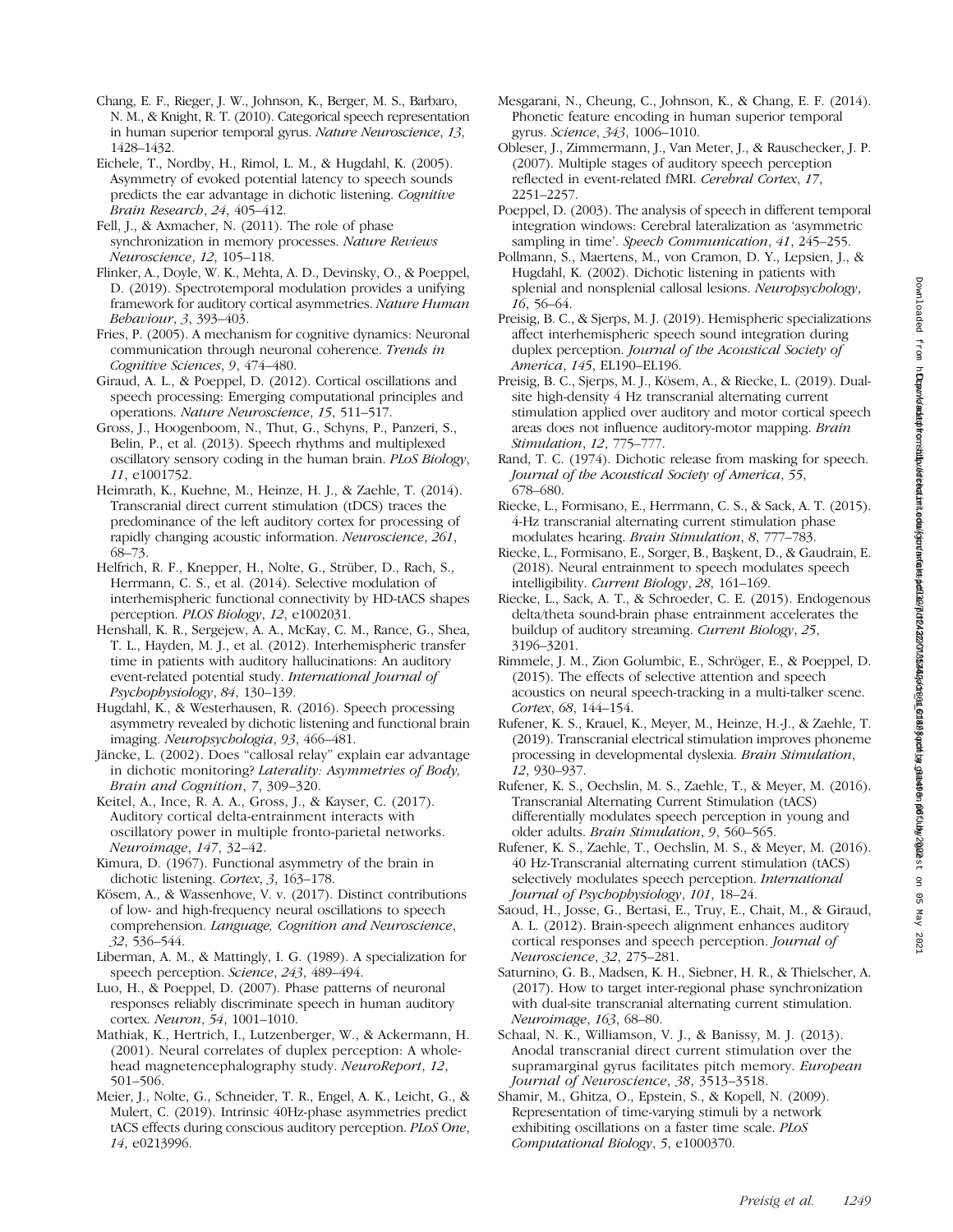Chang, E. F., Rieger, J. W., Johnson, K., Berger, M. S., Barbaro, N. M., & Knight, R. T. (2010). Categorical speech representation in human superior temporal gyrus. *Nature Neuroscience*, *13*, 1428–1432.

Eichele, T., Nordby, H., Rimol, L. M., & Hugdahl, K. (2005). Asymmetry of evoked potential latency to speech sounds predicts the ear advantage in dichotic listening. *Cognitive Brain Research*, *24*, 405–412.

Fell, J., & Axmacher, N. (2011). The role of phase synchronization in memory processes. *Nature Reviews Neuroscience*, *12*, 105–118.

Flinker, A., Doyle, W. K., Mehta, A. D., Devinsky, O., & Poeppel, D. (2019). Spectrotemporal modulation provides a unifying framework for auditory cortical asymmetries. *Nature Human Behaviour*, *3*, 393–403.

Fries, P. (2005). A mechanism for cognitive dynamics: Neuronal communication through neuronal coherence. *Trends in Cognitive Sciences*, *9*, 474–480.

Giraud, A. L., & Poeppel, D. (2012). Cortical oscillations and speech processing: Emerging computational principles and operations. *Nature Neuroscience*, *15*, 511–517.

Gross, J., Hoogenboom, N., Thut, G., Schyns, P., Panzeri, S., Belin, P., et al. (2013). Speech rhythms and multiplexed oscillatory sensory coding in the human brain. *PLoS Biology*, *11*, e1001752.

Heimrath, K., Kuehne, M., Heinze, H. J., & Zaehle, T. (2014). Transcranial direct current stimulation (tDCS) traces the predominance of the left auditory cortex for processing of rapidly changing acoustic information. *Neuroscience*, *261*, 68–73.

Helfrich, R. F., Knepper, H., Nolte, G., Strüber, D., Rach, S., Herrmann, C. S., et al. (2014). Selective modulation of interhemispheric functional connectivity by HD-tACS shapes perception. *PLOS Biology*, *12*, e1002031.

Henshall, K. R., Sergejew, A. A., McKay, C. M., Rance, G., Shea, T. L., Hayden, M. J., et al. (2012). Interhemispheric transfer time in patients with auditory hallucinations: An auditory event-related potential study. *International Journal of Psychophysiology*, *84*, 130–139.

Hugdahl, K., & Westerhausen, R. (2016). Speech processing asymmetry revealed by dichotic listening and functional brain imaging. *Neuropsychologia*, *93*, 466–481.

Jäncke, L. (2002). Does "callosal relay" explain ear advantage in dichotic monitoring? *Laterality: Asymmetries of Body, Brain and Cognition*, *7*, 309–320.

Keitel, A., Ince, R. A. A., Gross, J., & Kayser, C. (2017). Auditory cortical delta-entrainment interacts with oscillatory power in multiple fronto-parietal networks. *Neuroimage*, *147*, 32–42.

Kimura, D. (1967). Functional asymmetry of the brain in dichotic listening. *Cortex*, *3*, 163–178.

Kösem, A., & Wassenhove, V. v. (2017). Distinct contributions of low- and high-frequency neural oscillations to speech comprehension. *Language, Cognition and Neuroscience*, *32*, 536–544.

Liberman, A. M., & Mattingly, I. G. (1989). A specialization for speech perception. *Science*, *243*, 489–494.

Luo, H., & Poeppel, D. (2007). Phase patterns of neuronal responses reliably discriminate speech in human auditory cortex. *Neuron*, *54*, 1001–1010.

Mathiak, K., Hertrich, I., Lutzenberger, W., & Ackermann, H. (2001). Neural correlates of duplex perception: A whole-head magnetencephalography study. *NeuroReport*, *12*, 501–506.

Meier, J., Nolte, G., Schneider, T. R., Engel, A. K., Leicht, G., & Mulert, C. (2019). Intrinsic 40Hz-phase asymmetries predict tACS effects during conscious auditory perception. *PLoS One*, *14*, e0213996.

Mesgarani, N., Cheung, C., Johnson, K., & Chang, E. F. (2014). Phonetic feature encoding in human superior temporal gyrus. *Science*, *343*, 1006–1010.

Obleser, J., Zimmermann, J., Van Meter, J., & Rauschecker, J. P. (2007). Multiple stages of auditory speech perception reflected in event-related fMRI. *Cerebral Cortex*, *17*, 2251–2257.

Poeppel, D. (2003). The analysis of speech in different temporal integration windows: Cerebral lateralization as 'asymmetric sampling in time'. *Speech Communication*, *41*, 245–255.

Pollmann, S., Maertens, M., von Cramon, D. Y., Lepsien, J., & Hugdahl, K. (2002). Dichotic listening in patients with splenial and nonsplenial callosal lesions. *Neuropsychology*, *16*, 56–64.

Preisig, B. C., & Sjerps, M. J. (2019). Hemispheric specializations affect interhemispheric speech sound integration during duplex perception. *Journal of the Acoustical Society of America*, *145*, EL190–EL196.

Preisig, B. C., Sjerps, M. J., Kösem, A., & Riecke, L. (2019). Dual-site high-density 4 Hz transcranial alternating current stimulation applied over auditory and motor cortical speech areas does not influence auditory-motor mapping. *Brain Stimulation*, *12*, 775–777.

Rand, T. C. (1974). Dichotic release from masking for speech. *Journal of the Acoustical Society of America*, *55*, 678–680.

Riecke, L., Formisano, E., Herrmann, C. S., & Sack, A. T. (2015). 4-Hz transcranial alternating current stimulation phase modulates hearing. *Brain Stimulation*, *8*, 777–783.

Riecke, L., Formisano, E., Sorger, B., Başkent, D., & Gaudrain, E. (2018). Neural entrainment to speech modulates speech intelligibility. *Current Biology*, *28*, 161–169.

Riecke, L., Sack, A. T., & Schroeder, C. E. (2015). Endogenous delta/theta sound-brain phase entrainment accelerates the buildup of auditory streaming. *Current Biology*, *25*, 3196–3201.

Rimmele, J. M., Zion Golumbic, E., Schröger, E., & Poeppel, D. (2015). The effects of selective attention and speech acoustics on neural speech-tracking in a multi-talker scene. *Cortex*, *68*, 144–154.

Rufener, K. S., Krauel, K., Meyer, M., Heinze, H.-J., & Zaehle, T. (2019). Transcranial electrical stimulation improves phoneme processing in developmental dyslexia. *Brain Stimulation*, *12*, 930–937.

Rufener, K. S., Oechslin, M. S., Zaehle, T., & Meyer, M. (2016). Transcranial Alternating Current Stimulation (tACS) differentially modulates speech perception in young and older adults. *Brain Stimulation*, *9*, 560–565.

Rufener, K. S., Zaehle, T., Oechslin, M. S., & Meyer, M. (2016). 40 Hz-Transcranial alternating current stimulation (tACS) selectively modulates speech perception. *International Journal of Psychophysiology*, *101*, 18–24.

Saoud, H., Josse, G., Bertasi, E., Truy, E., Chait, M., & Giraud, A. L. (2012). Brain-speech alignment enhances auditory cortical responses and speech perception. *Journal of Neuroscience*, *32*, 275–281.

Saturnino, G. B., Madsen, K. H., Siebner, H. R., & Thielscher, A. (2017). How to target inter-regional phase synchronization with dual-site transcranial alternating current stimulation. *Neuroimage*, *163*, 68–80.

Schaal, N. K., Williamson, V. J., & Banissy, M. J. (2013). Anodal transcranial direct current stimulation over the supramarginal gyrus facilitates pitch memory. *European Journal of Neuroscience*, *38*, 3513–3518.

Shamir, M., Ghitza, O., Epstein, S., & Kopell, N. (2009). Representation of time-varying stimuli by a network exhibiting oscillations on a faster time scale. *PLoS Computational Biology*, *5*, e1000370.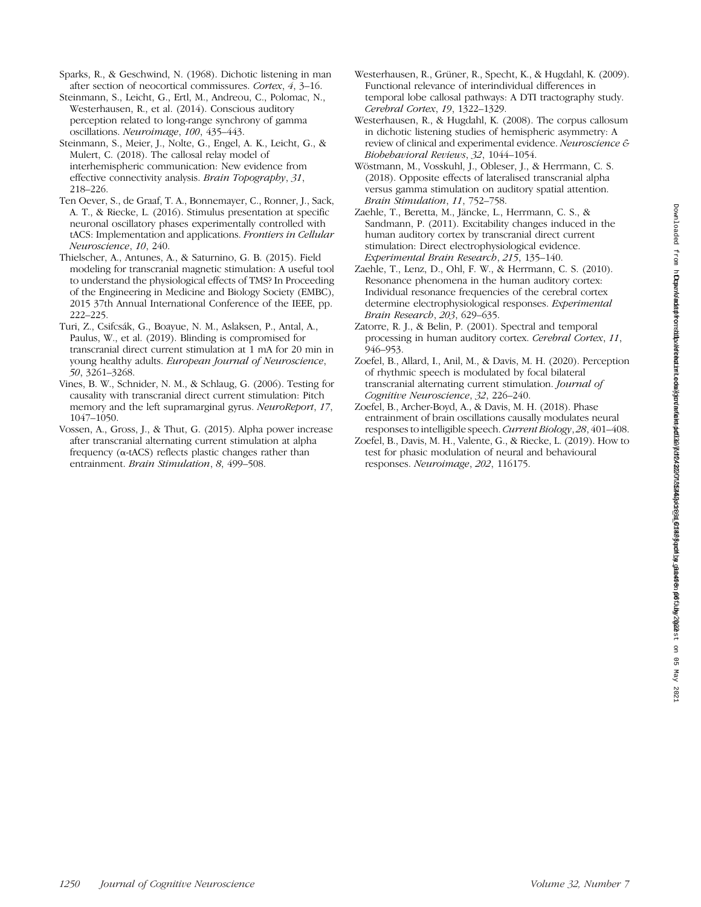Sparks, R., & Geschwind, N. (1968). Dichotic listening in man after section of neocortical commissures. *Cortex*, *4*, 3–16.

Steinmann, S., Leicht, G., Ertl, M., Andreou, C., Polomac, N., Westerhausen, R., et al. (2014). Conscious auditory perception related to long-range synchrony of gamma oscillations. *Neuroimage*, *100*, 435–443.

Steinmann, S., Meier, J., Nolte, G., Engel, A. K., Leicht, G., & Mulert, C. (2018). The callosal relay model of interhemispheric communication: New evidence from effective connectivity analysis. *Brain Topography*, *31*, 218–226.

Ten Oever, S., de Graaf, T. A., Bonnemayer, C., Ronner, J., Sack, A. T., & Riecke, L. (2016). Stimulus presentation at specific neuronal oscillatory phases experimentally controlled with tACS: Implementation and applications. *Frontiers in Cellular Neuroscience*, *10*, 240.

Thielscher, A., Antunes, A., & Saturnino, G. B. (2015). Field modeling for transcranial magnetic stimulation: A useful tool to understand the physiological effects of TMS? In Proceeding of the Engineering in Medicine and Biology Society (EMBC), 2015 37th Annual International Conference of the IEEE, pp. 222–225.

Turi, Z., Csifcsák, G., Boayue, N. M., Aslaksen, P., Antal, A., Paulus, W., et al. (2019). Blinding is compromised for transcranial direct current stimulation at 1 mA for 20 min in young healthy adults. *European Journal of Neuroscience*, *50*, 3261–3268.

Vines, B. W., Schnider, N. M., & Schlaug, G. (2006). Testing for causality with transcranial direct current stimulation: Pitch memory and the left supramarginal gyrus. *NeuroReport*, *17*, 1047–1050.

Vossen, A., Gross, J., & Thut, G. (2015). Alpha power increase after transcranial alternating current stimulation at alpha frequency (α-tACS) reflects plastic changes rather than entrainment. *Brain Stimulation*, *8*, 499–508.

Westerhausen, R., Grüner, R., Specht, K., & Hugdahl, K. (2009). Functional relevance of interindividual differences in temporal lobe callosal pathways: A DTI tractography study. *Cerebral Cortex*, *19*, 1322–1329.

Westerhausen, R., & Hugdahl, K. (2008). The corpus callosum in dichotic listening studies of hemispheric asymmetry: A review of clinical and experimental evidence. *Neuroscience & Biobehavioral Reviews*, *32*, 1044–1054.

Wöstmann, M., Vosskuhl, J., Obleser, J., & Herrmann, C. S. (2018). Opposite effects of lateralised transcranial alpha versus gamma stimulation on auditory spatial attention. *Brain Stimulation*, *11*, 752–758.

Zaehle, T., Beretta, M., Jäncke, L., Herrmann, C. S., & Sandmann, P. (2011). Excitability changes induced in the human auditory cortex by transcranial direct current stimulation: Direct electrophysiological evidence. *Experimental Brain Research*, *215*, 135–140.

Zaehle, T., Lenz, D., Ohl, F. W., & Herrmann, C. S. (2010). Resonance phenomena in the human auditory cortex: Individual resonance frequencies of the cerebral cortex determine electrophysiological responses. *Experimental Brain Research*, *203*, 629–635.

Zatorre, R. J., & Belin, P. (2001). Spectral and temporal processing in human auditory cortex. *Cerebral Cortex*, *11*, 946–953.

Zoefel, B., Allard, I., Anil, M., & Davis, M. H. (2020). Perception of rhythmic speech is modulated by focal bilateral transcranial alternating current stimulation. *Journal of Cognitive Neuroscience*, *32*, 226–240.

Zoefel, B., Archer-Boyd, A., & Davis, M. H. (2018). Phase entrainment of brain oscillations causally modulates neural responses to intelligible speech. *Current Biology*, *28*, 401–408.

Zoefel, B., Davis, M. H., Valente, G., & Riecke, L. (2019). How to test for phasic modulation of neural and behavioural responses. *Neuroimage*, *202*, 116175.